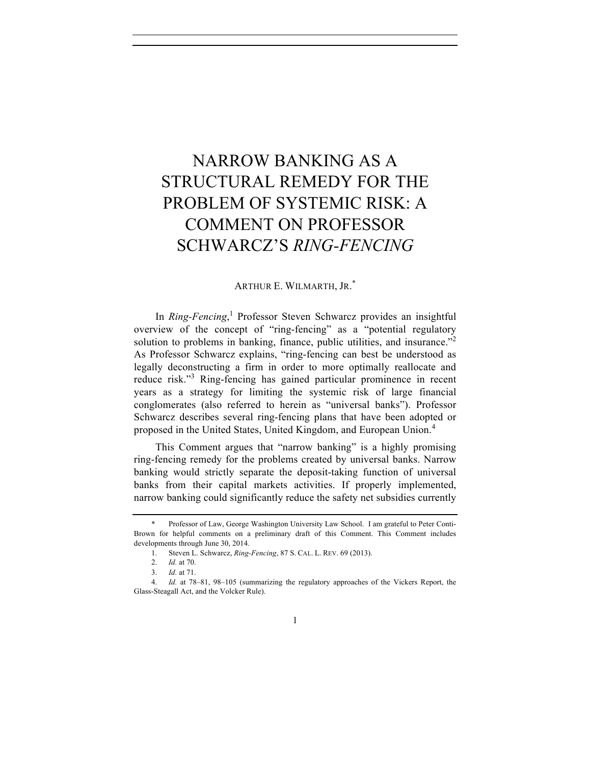# NARROW BANKING AS A STRUCTURAL REMEDY FOR THE PROBLEM OF SYSTEMIC RISK: A COMMENT ON PROFESSOR SCHWARCZ'S *RING-FENCING*

ARTHUR E. WILMARTH, JR.[*]

In *Ring-Fencing*,[1] Professor Steven Schwarcz provides an insightful overview of the concept of "ring-fencing" as a "potential regulatory solution to problems in banking, finance, public utilities, and insurance."[2] As Professor Schwarcz explains, "ring-fencing can best be understood as legally deconstructing a firm in order to more optimally reallocate and reduce risk."[3] Ring-fencing has gained particular prominence in recent years as a strategy for limiting the systemic risk of large financial conglomerates (also referred to herein as "universal banks"). Professor Schwarcz describes several ring-fencing plans that have been adopted or proposed in the United States, United Kingdom, and European Union.[4]

This Comment argues that "narrow banking" is a highly promising ring-fencing remedy for the problems created by universal banks. Narrow banking would strictly separate the deposit-taking function of universal banks from their capital markets activities. If properly implemented, narrow banking could significantly reduce the safety net subsidies currently

---

\* Professor of Law, George Washington University Law School. I am grateful to Peter Conti-Brown for helpful comments on a preliminary draft of this Comment. This Comment includes developments through June 30, 2014.

1. Steven L. Schwarcz, *Ring-Fencing*, 87 S. CAL. L. REV. 69 (2013).

2. *Id.* at 70.

3. *Id.* at 71.

4. *Id.* at 78–81, 98–105 (summarizing the regulatory approaches of the Vickers Report, the Glass-Steagall Act, and the Volcker Rule).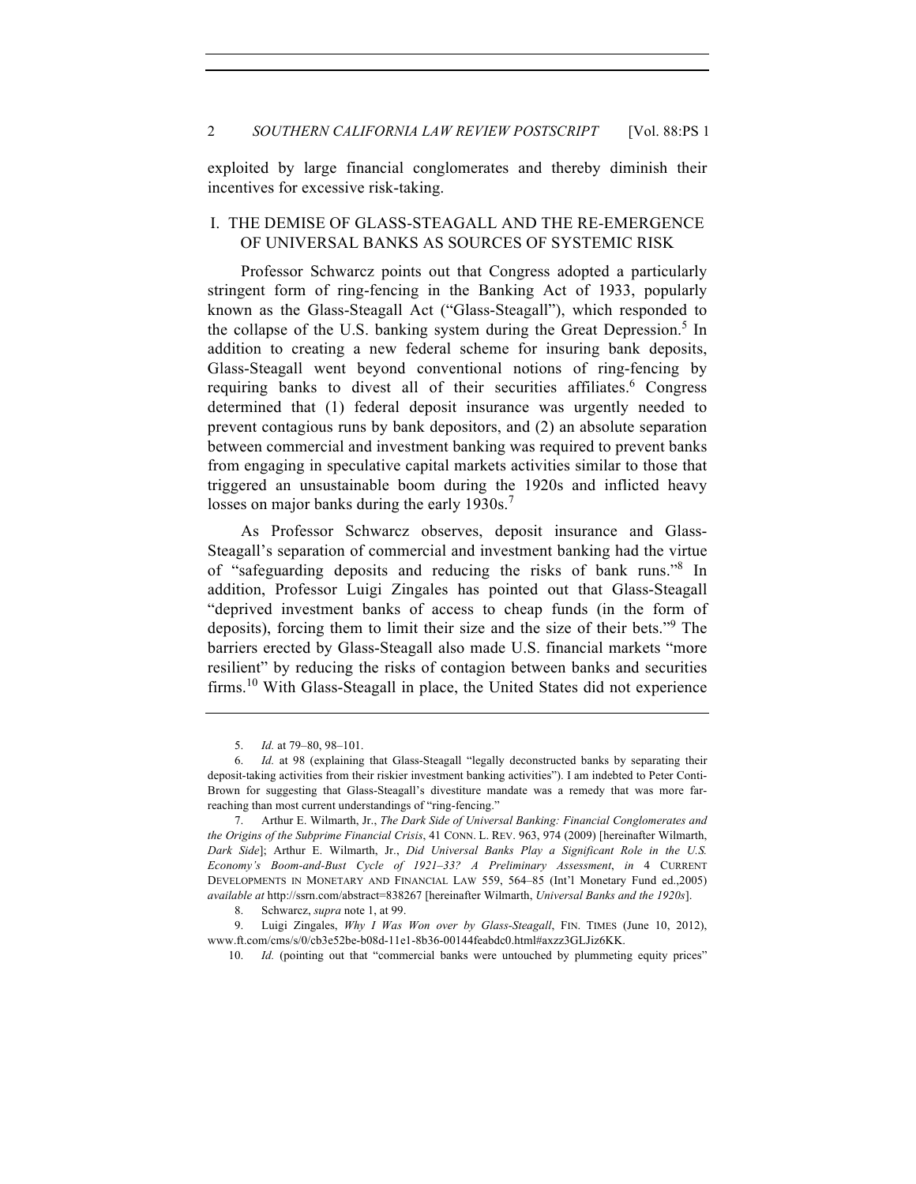exploited by large financial conglomerates and thereby diminish their incentives for excessive risk-taking.

## I. THE DEMISE OF GLASS-STEAGALL AND THE RE-EMERGENCE OF UNIVERSAL BANKS AS SOURCES OF SYSTEMIC RISK

Professor Schwarcz points out that Congress adopted a particularly stringent form of ring-fencing in the Banking Act of 1933, popularly known as the Glass-Steagall Act ("Glass-Steagall"), which responded to the collapse of the U.S. banking system during the Great Depression.[5] In addition to creating a new federal scheme for insuring bank deposits, Glass-Steagall went beyond conventional notions of ring-fencing by requiring banks to divest all of their securities affiliates.[6] Congress determined that (1) federal deposit insurance was urgently needed to prevent contagious runs by bank depositors, and (2) an absolute separation between commercial and investment banking was required to prevent banks from engaging in speculative capital markets activities similar to those that triggered an unsustainable boom during the 1920s and inflicted heavy losses on major banks during the early 1930s.[7]

As Professor Schwarcz observes, deposit insurance and Glass-Steagall's separation of commercial and investment banking had the virtue of "safeguarding deposits and reducing the risks of bank runs."[8] In addition, Professor Luigi Zingales has pointed out that Glass-Steagall "deprived investment banks of access to cheap funds (in the form of deposits), forcing them to limit their size and the size of their bets."[9] The barriers erected by Glass-Steagall also made U.S. financial markets "more resilient" by reducing the risks of contagion between banks and securities firms.[10] With Glass-Steagall in place, the United States did not experience

---

5. *Id.* at 79–80, 98–101.

6. *Id.* at 98 (explaining that Glass-Steagall "legally deconstructed banks by separating their deposit-taking activities from their riskier investment banking activities"). I am indebted to Peter Conti-Brown for suggesting that Glass-Steagall's divestiture mandate was a remedy that was more far-reaching than most current understandings of "ring-fencing."

7. Arthur E. Wilmarth, Jr., *The Dark Side of Universal Banking: Financial Conglomerates and the Origins of the Subprime Financial Crisis*, 41 CONN. L. REV. 963, 974 (2009) [hereinafter Wilmarth, *Dark Side*]; Arthur E. Wilmarth, Jr., *Did Universal Banks Play a Significant Role in the U.S. Economy's Boom-and-Bust Cycle of 1921–33? A Preliminary Assessment*, *in* 4 CURRENT DEVELOPMENTS IN MONETARY AND FINANCIAL LAW 559, 564–85 (Int'l Monetary Fund ed.,2005) *available at* http://ssrn.com/abstract=838267 [hereinafter Wilmarth, *Universal Banks and the 1920s*].

8. Schwarcz, *supra* note 1, at 99.

9. Luigi Zingales, *Why I Was Won over by Glass-Steagall*, FIN. TIMES (June 10, 2012), www.ft.com/cms/s/0/cb3e52be-b08d-11e1-8b36-00144feabdc0.html#axzz3GLJiz6KK.

10. *Id.* (pointing out that "commercial banks were untouched by plummeting equity prices"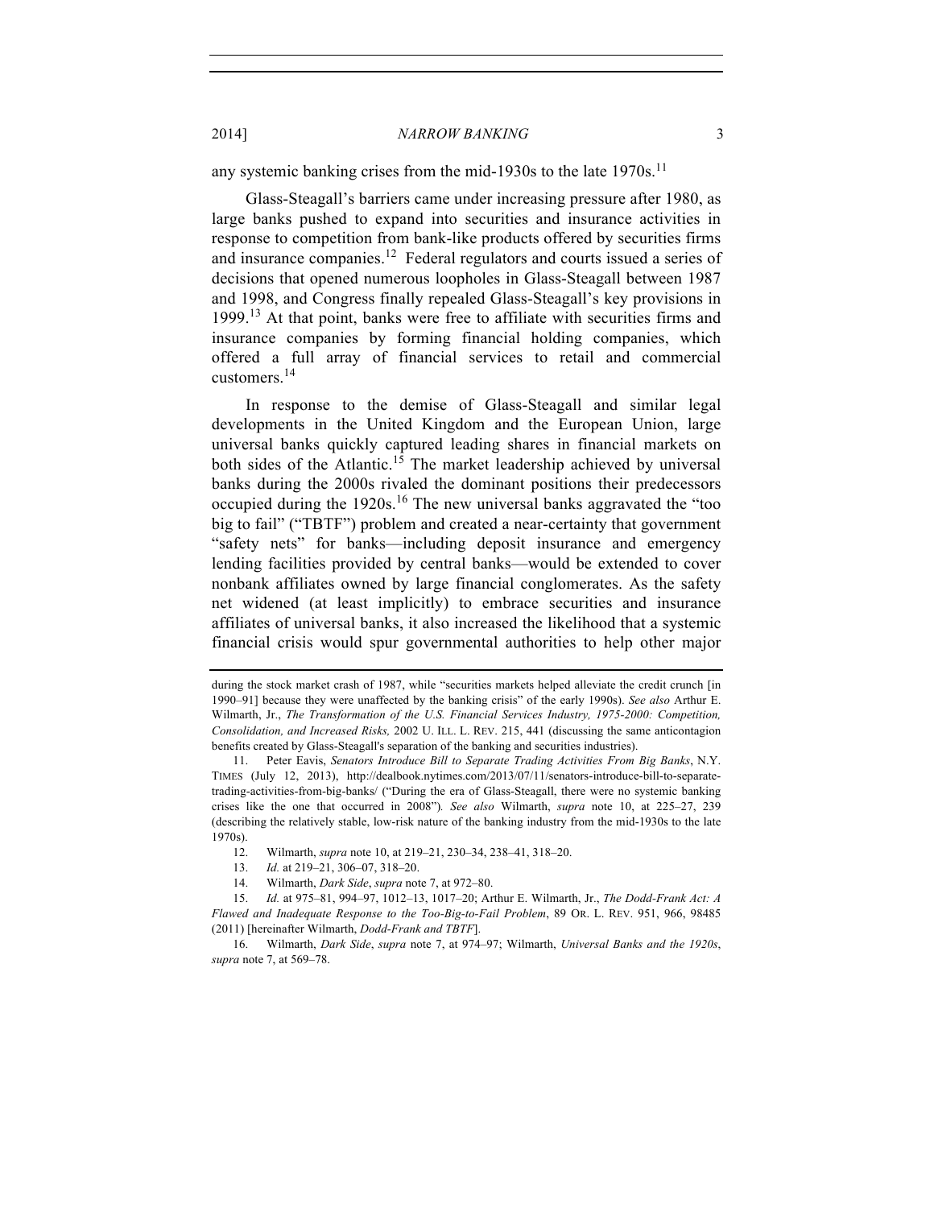any systemic banking crises from the mid-1930s to the late 1970s.[11]

Glass-Steagall's barriers came under increasing pressure after 1980, as large banks pushed to expand into securities and insurance activities in response to competition from bank-like products offered by securities firms and insurance companies.[12] Federal regulators and courts issued a series of decisions that opened numerous loopholes in Glass-Steagall between 1987 and 1998, and Congress finally repealed Glass-Steagall's key provisions in 1999.[13] At that point, banks were free to affiliate with securities firms and insurance companies by forming financial holding companies, which offered a full array of financial services to retail and commercial customers.[14]

In response to the demise of Glass-Steagall and similar legal developments in the United Kingdom and the European Union, large universal banks quickly captured leading shares in financial markets on both sides of the Atlantic.[15] The market leadership achieved by universal banks during the 2000s rivaled the dominant positions their predecessors occupied during the 1920s.[16] The new universal banks aggravated the "too big to fail" ("TBTF") problem and created a near-certainty that government "safety nets" for banks—including deposit insurance and emergency lending facilities provided by central banks—would be extended to cover nonbank affiliates owned by large financial conglomerates. As the safety net widened (at least implicitly) to embrace securities and insurance affiliates of universal banks, it also increased the likelihood that a systemic financial crisis would spur governmental authorities to help other major

---

during the stock market crash of 1987, while "securities markets helped alleviate the credit crunch [in 1990–91] because they were unaffected by the banking crisis" of the early 1990s). *See also* Arthur E. Wilmarth, Jr., *The Transformation of the U.S. Financial Services Industry, 1975-2000: Competition, Consolidation, and Increased Risks,* 2002 U. ILL. L. REV. 215, 441 (discussing the same anticontagion benefits created by Glass-Steagall's separation of the banking and securities industries).

11. Peter Eavis, *Senators Introduce Bill to Separate Trading Activities From Big Banks*, N.Y. TIMES (July 12, 2013), http://dealbook.nytimes.com/2013/07/11/senators-introduce-bill-to-separate-trading-activities-from-big-banks/ ("During the era of Glass-Steagall, there were no systemic banking crises like the one that occurred in 2008"). *See also* Wilmarth, *supra* note 10, at 225–27, 239 (describing the relatively stable, low-risk nature of the banking industry from the mid-1930s to the late 1970s).

12. Wilmarth, *supra* note 10, at 219–21, 230–34, 238–41, 318–20.

13. *Id.* at 219–21, 306–07, 318–20.

14. Wilmarth, *Dark Side*, *supra* note 7, at 972–80.

15. *Id.* at 975–81, 994–97, 1012–13, 1017–20; Arthur E. Wilmarth, Jr., *The Dodd-Frank Act: A Flawed and Inadequate Response to the Too-Big-to-Fail Problem*, 89 OR. L. REV. 951, 966, 98485 (2011) [hereinafter Wilmarth, *Dodd-Frank and TBTF*].

16. Wilmarth, *Dark Side*, *supra* note 7, at 974–97; Wilmarth, *Universal Banks and the 1920s*, *supra* note 7, at 569–78.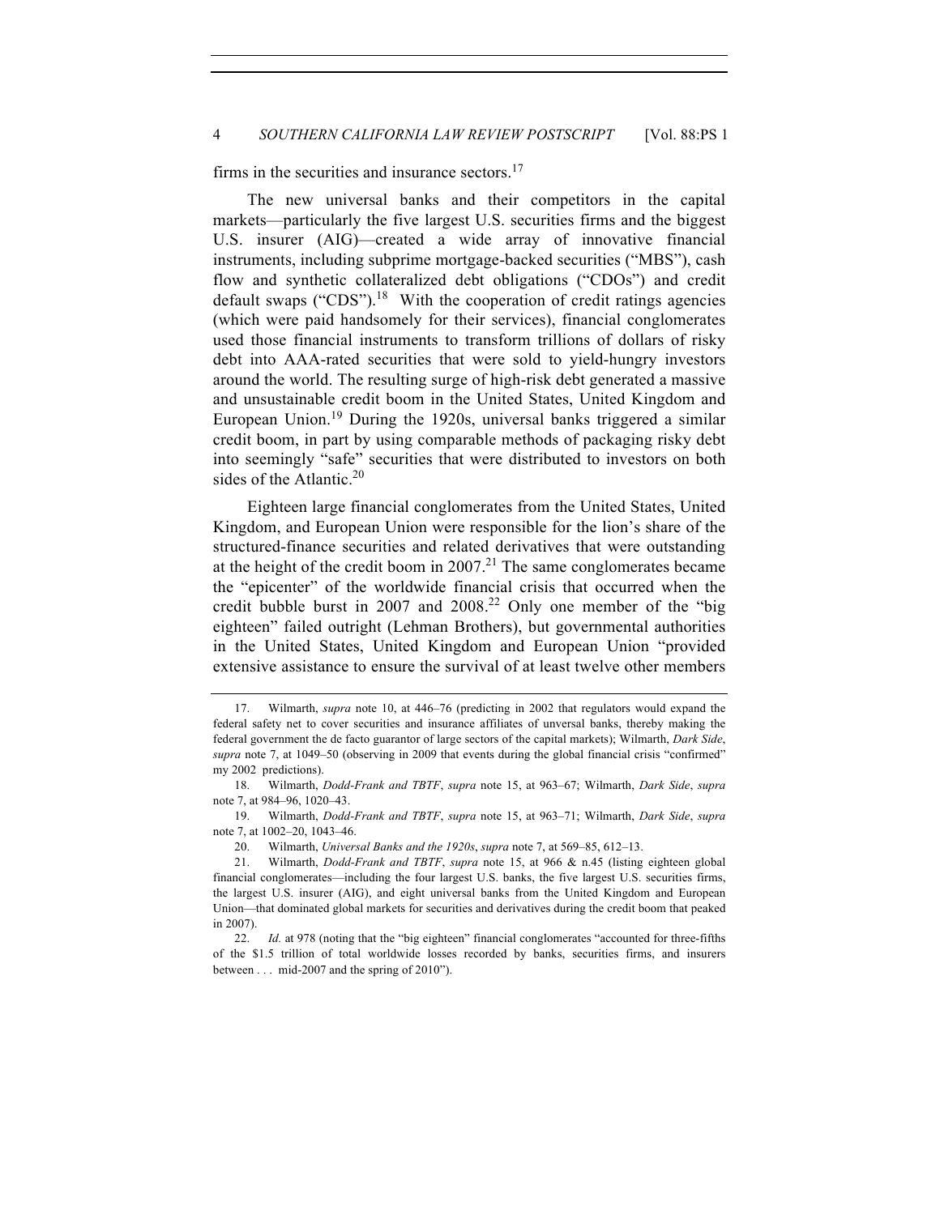firms in the securities and insurance sectors.[17]

The new universal banks and their competitors in the capital markets—particularly the five largest U.S. securities firms and the biggest U.S. insurer (AIG)—created a wide array of innovative financial instruments, including subprime mortgage-backed securities ("MBS"), cash flow and synthetic collateralized debt obligations ("CDOs") and credit default swaps ("CDS").[18] With the cooperation of credit ratings agencies (which were paid handsomely for their services), financial conglomerates used those financial instruments to transform trillions of dollars of risky debt into AAA-rated securities that were sold to yield-hungry investors around the world. The resulting surge of high-risk debt generated a massive and unsustainable credit boom in the United States, United Kingdom and European Union.[19] During the 1920s, universal banks triggered a similar credit boom, in part by using comparable methods of packaging risky debt into seemingly "safe" securities that were distributed to investors on both sides of the Atlantic.[20]

Eighteen large financial conglomerates from the United States, United Kingdom, and European Union were responsible for the lion's share of the structured-finance securities and related derivatives that were outstanding at the height of the credit boom in 2007.[21] The same conglomerates became the "epicenter" of the worldwide financial crisis that occurred when the credit bubble burst in 2007 and 2008.[22] Only one member of the "big eighteen" failed outright (Lehman Brothers), but governmental authorities in the United States, United Kingdom and European Union "provided extensive assistance to ensure the survival of at least twelve other members

---

17. Wilmarth, *supra* note 10, at 446–76 (predicting in 2002 that regulators would expand the federal safety net to cover securities and insurance affiliates of unversal banks, thereby making the federal government the de facto guarantor of large sectors of the capital markets); Wilmarth, *Dark Side*, *supra* note 7, at 1049–50 (observing in 2009 that events during the global financial crisis "confirmed" my 2002 predictions).

18. Wilmarth, *Dodd-Frank and TBTF*, *supra* note 15, at 963–67; Wilmarth, *Dark Side*, *supra* note 7, at 984–96, 1020–43.

19. Wilmarth, *Dodd-Frank and TBTF*, *supra* note 15, at 963–71; Wilmarth, *Dark Side*, *supra* note 7, at 1002–20, 1043–46.

20. Wilmarth, *Universal Banks and the 1920s*, *supra* note 7, at 569–85, 612–13.

21. Wilmarth, *Dodd-Frank and TBTF*, *supra* note 15, at 966 & n.45 (listing eighteen global financial conglomerates—including the four largest U.S. banks, the five largest U.S. securities firms, the largest U.S. insurer (AIG), and eight universal banks from the United Kingdom and European Union—that dominated global markets for securities and derivatives during the credit boom that peaked in 2007).

22. *Id.* at 978 (noting that the "big eighteen" financial conglomerates "accounted for three-fifths of the $1.5 trillion of total worldwide losses recorded by banks, securities firms, and insurers between . . . mid-2007 and the spring of 2010").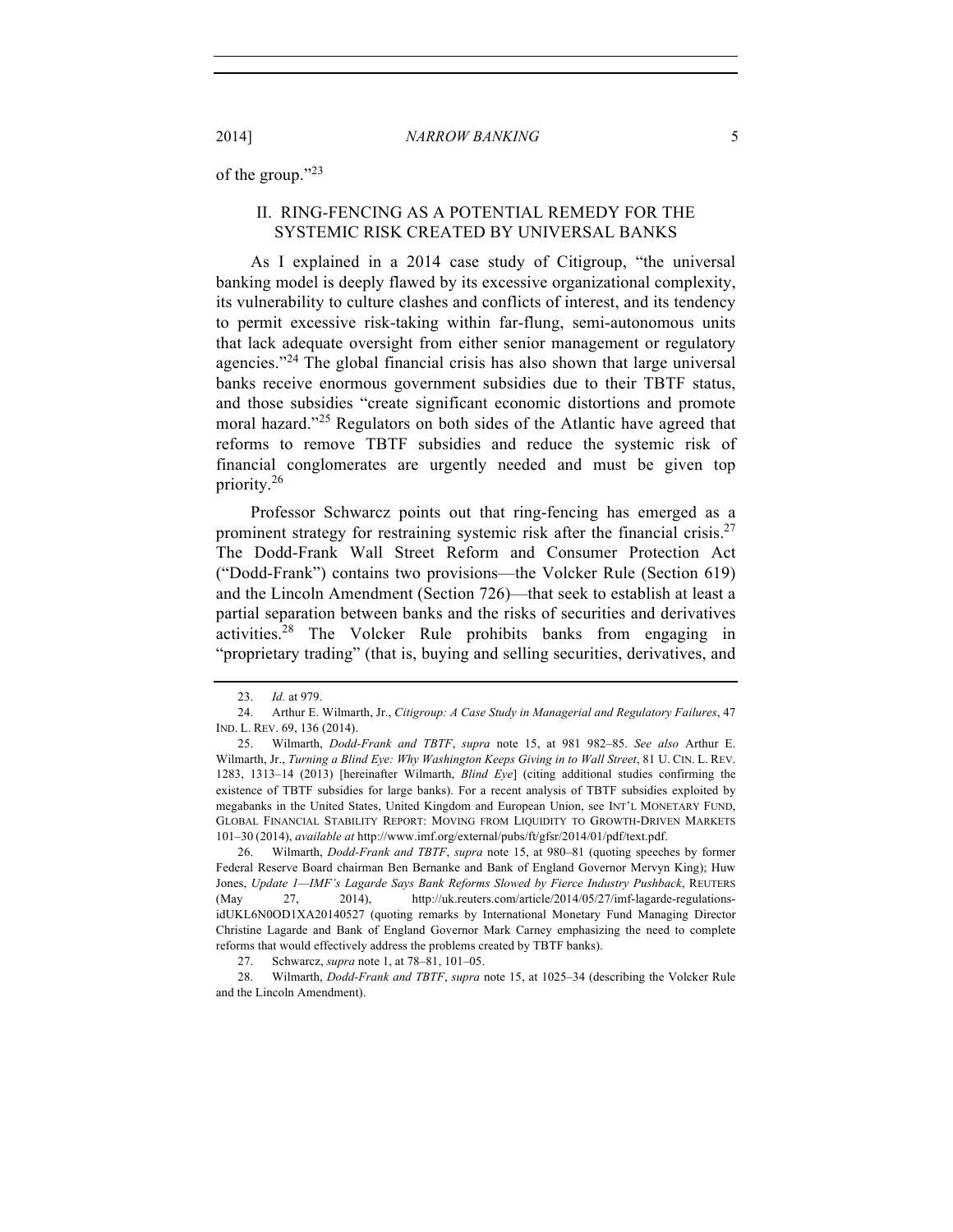of the group."[23]

## II. RING-FENCING AS A POTENTIAL REMEDY FOR THE SYSTEMIC RISK CREATED BY UNIVERSAL BANKS

As I explained in a 2014 case study of Citigroup, "the universal banking model is deeply flawed by its excessive organizational complexity, its vulnerability to culture clashes and conflicts of interest, and its tendency to permit excessive risk-taking within far-flung, semi-autonomous units that lack adequate oversight from either senior management or regulatory agencies."[24] The global financial crisis has also shown that large universal banks receive enormous government subsidies due to their TBTF status, and those subsidies "create significant economic distortions and promote moral hazard."[25] Regulators on both sides of the Atlantic have agreed that reforms to remove TBTF subsidies and reduce the systemic risk of financial conglomerates are urgently needed and must be given top priority.[26]

Professor Schwarcz points out that ring-fencing has emerged as a prominent strategy for restraining systemic risk after the financial crisis.[27] The Dodd-Frank Wall Street Reform and Consumer Protection Act ("Dodd-Frank") contains two provisions—the Volcker Rule (Section 619) and the Lincoln Amendment (Section 726)—that seek to establish at least a partial separation between banks and the risks of securities and derivatives activities.[28] The Volcker Rule prohibits banks from engaging in "proprietary trading" (that is, buying and selling securities, derivatives, and

---

23. *Id.* at 979.

24. Arthur E. Wilmarth, Jr., *Citigroup: A Case Study in Managerial and Regulatory Failures*, 47 IND. L. REV. 69, 136 (2014).

25. Wilmarth, *Dodd-Frank and TBTF*, *supra* note 15, at 981 982–85. *See also* Arthur E. Wilmarth, Jr., *Turning a Blind Eye: Why Washington Keeps Giving in to Wall Street*, 81 U. CIN. L. REV. 1283, 1313–14 (2013) [hereinafter Wilmarth, *Blind Eye*] (citing additional studies confirming the existence of TBTF subsidies for large banks). For a recent analysis of TBTF subsidies exploited by megabanks in the United States, United Kingdom and European Union, see INT'L MONETARY FUND, GLOBAL FINANCIAL STABILITY REPORT: MOVING FROM LIQUIDITY TO GROWTH-DRIVEN MARKETS 101–30 (2014), *available at* http://www.imf.org/external/pubs/ft/gfsr/2014/01/pdf/text.pdf.

26. Wilmarth, *Dodd-Frank and TBTF*, *supra* note 15, at 980–81 (quoting speeches by former Federal Reserve Board chairman Ben Bernanke and Bank of England Governor Mervyn King); Huw Jones, *Update 1—IMF's Lagarde Says Bank Reforms Slowed by Fierce Industry Pushback*, REUTERS (May 27, 2014), http://uk.reuters.com/article/2014/05/27/imf-lagarde-regulations-idUKL6N0OD1XA20140527 (quoting remarks by International Monetary Fund Managing Director Christine Lagarde and Bank of England Governor Mark Carney emphasizing the need to complete reforms that would effectively address the problems created by TBTF banks).

27. Schwarcz, *supra* note 1, at 78–81, 101–05.

28. Wilmarth, *Dodd-Frank and TBTF*, *supra* note 15, at 1025–34 (describing the Volcker Rule and the Lincoln Amendment).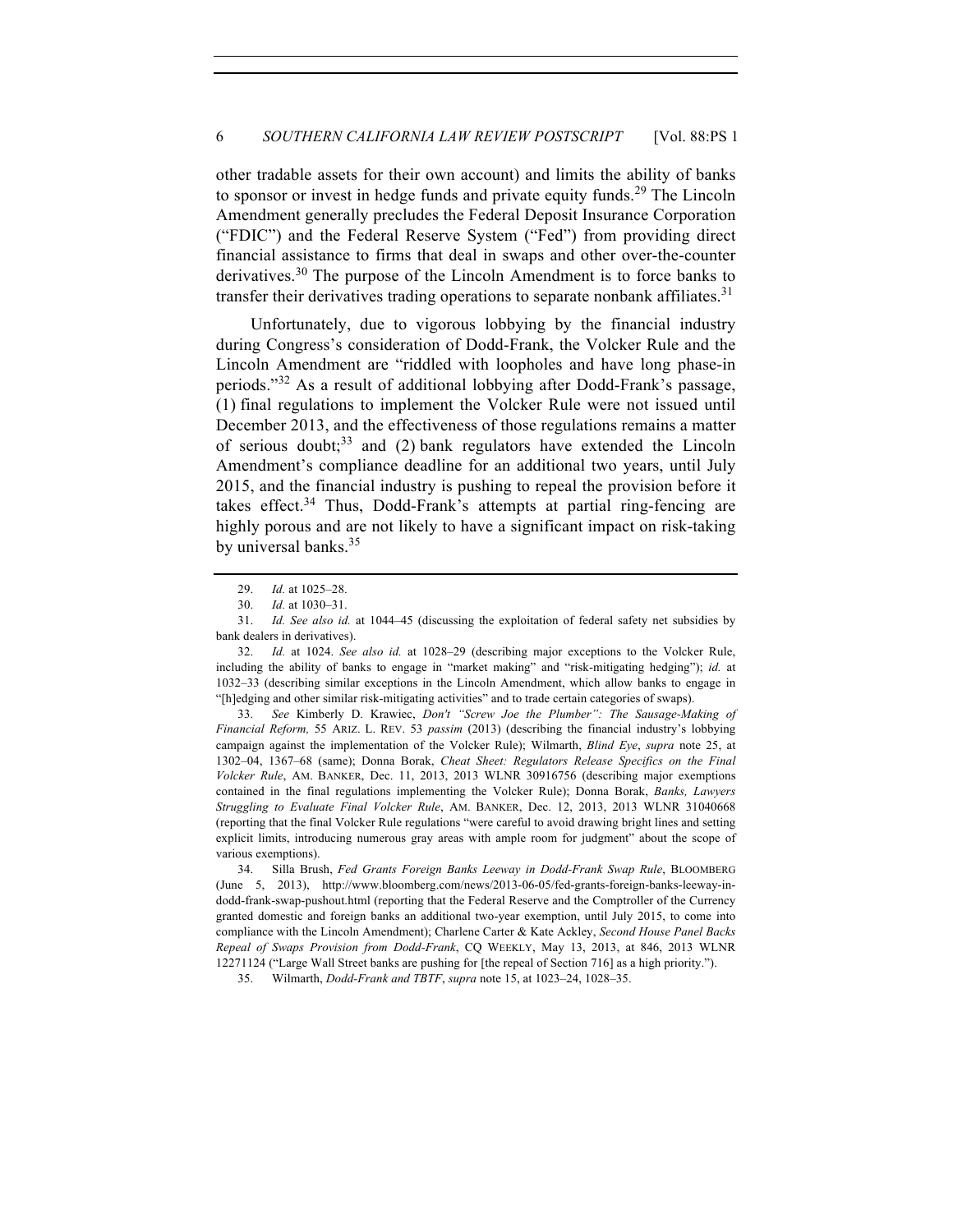other tradable assets for their own account) and limits the ability of banks to sponsor or invest in hedge funds and private equity funds.[29] The Lincoln Amendment generally precludes the Federal Deposit Insurance Corporation ("FDIC") and the Federal Reserve System ("Fed") from providing direct financial assistance to firms that deal in swaps and other over-the-counter derivatives.[30] The purpose of the Lincoln Amendment is to force banks to transfer their derivatives trading operations to separate nonbank affiliates.[31]

Unfortunately, due to vigorous lobbying by the financial industry during Congress's consideration of Dodd-Frank, the Volcker Rule and the Lincoln Amendment are "riddled with loopholes and have long phase-in periods."[32] As a result of additional lobbying after Dodd-Frank's passage, (1) final regulations to implement the Volcker Rule were not issued until December 2013, and the effectiveness of those regulations remains a matter of serious doubt;[33] and (2) bank regulators have extended the Lincoln Amendment's compliance deadline for an additional two years, until July 2015, and the financial industry is pushing to repeal the provision before it takes effect.[34] Thus, Dodd-Frank's attempts at partial ring-fencing are highly porous and are not likely to have a significant impact on risk-taking by universal banks.[35]

---

29. *Id.* at 1025–28.

30. *Id.* at 1030–31.

31. *Id. See also id.* at 1044–45 (discussing the exploitation of federal safety net subsidies by bank dealers in derivatives).

32. *Id.* at 1024. *See also id.* at 1028–29 (describing major exceptions to the Volcker Rule, including the ability of banks to engage in "market making" and "risk-mitigating hedging"); *id.* at 1032–33 (describing similar exceptions in the Lincoln Amendment, which allow banks to engage in "[h]edging and other similar risk-mitigating activities" and to trade certain categories of swaps).

33. *See* Kimberly D. Krawiec, *Don't "Screw Joe the Plumber": The Sausage-Making of Financial Reform,* 55 ARIZ. L. REV. 53 *passim* (2013) (describing the financial industry's lobbying campaign against the implementation of the Volcker Rule); Wilmarth, *Blind Eye*, *supra* note 25, at 1302–04, 1367–68 (same); Donna Borak, *Cheat Sheet: Regulators Release Specifics on the Final Volcker Rule*, AM. BANKER, Dec. 11, 2013, 2013 WLNR 30916756 (describing major exemptions contained in the final regulations implementing the Volcker Rule); Donna Borak, *Banks, Lawyers Struggling to Evaluate Final Volcker Rule*, AM. BANKER, Dec. 12, 2013, 2013 WLNR 31040668 (reporting that the final Volcker Rule regulations "were careful to avoid drawing bright lines and setting explicit limits, introducing numerous gray areas with ample room for judgment" about the scope of various exemptions).

34. Silla Brush, *Fed Grants Foreign Banks Leeway in Dodd-Frank Swap Rule*, BLOOMBERG (June 5, 2013), http://www.bloomberg.com/news/2013-06-05/fed-grants-foreign-banks-leeway-in-dodd-frank-swap-pushout.html (reporting that the Federal Reserve and the Comptroller of the Currency granted domestic and foreign banks an additional two-year exemption, until July 2015, to come into compliance with the Lincoln Amendment); Charlene Carter & Kate Ackley, *Second House Panel Backs Repeal of Swaps Provision from Dodd-Frank*, CQ WEEKLY, May 13, 2013, at 846, 2013 WLNR 12271124 ("Large Wall Street banks are pushing for [the repeal of Section 716] as a high priority.").

35. Wilmarth, *Dodd-Frank and TBTF*, *supra* note 15, at 1023–24, 1028–35.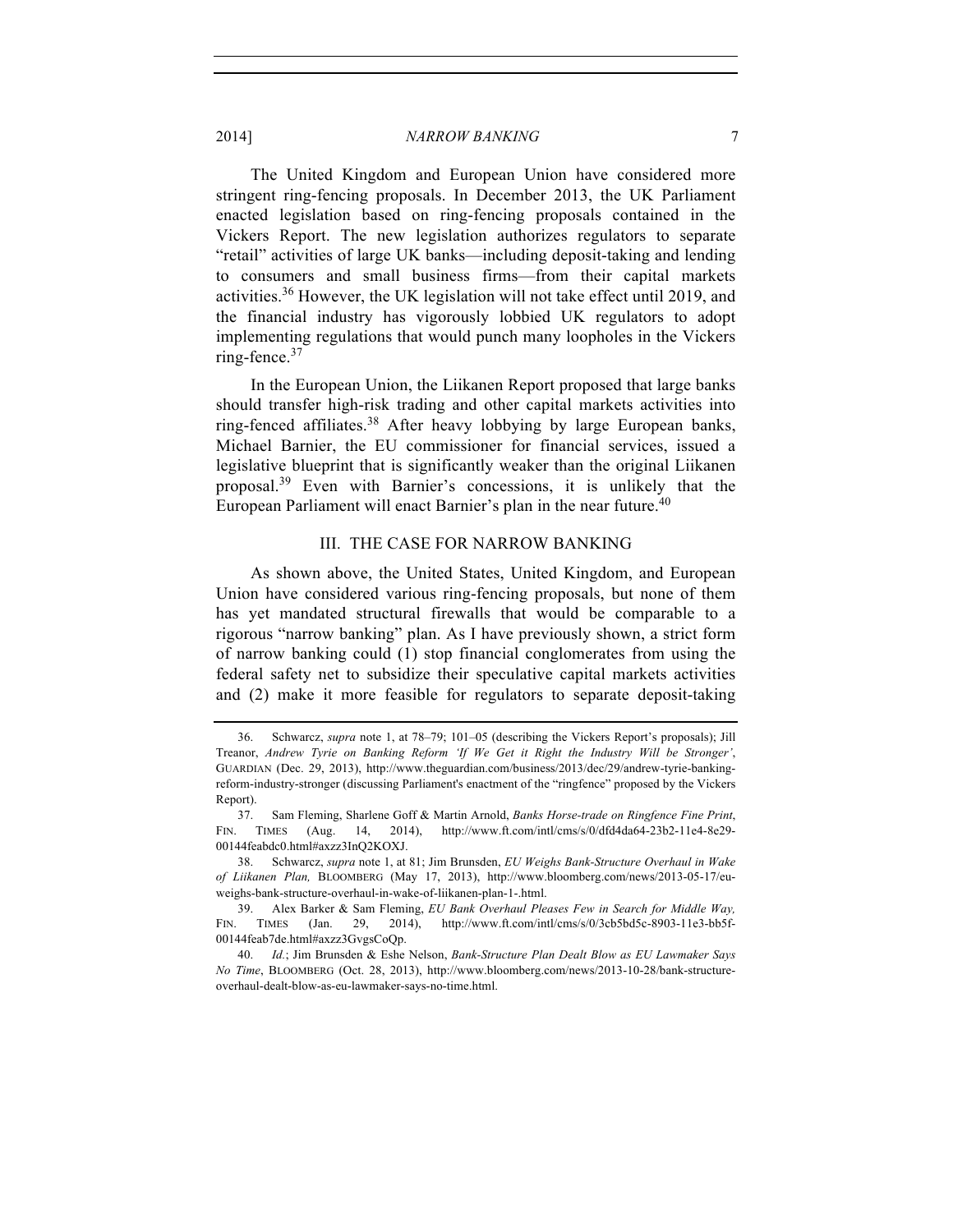The United Kingdom and European Union have considered more stringent ring-fencing proposals. In December 2013, the UK Parliament enacted legislation based on ring-fencing proposals contained in the Vickers Report. The new legislation authorizes regulators to separate "retail" activities of large UK banks—including deposit-taking and lending to consumers and small business firms—from their capital markets activities.[36] However, the UK legislation will not take effect until 2019, and the financial industry has vigorously lobbied UK regulators to adopt implementing regulations that would punch many loopholes in the Vickers ring-fence.[37]

In the European Union, the Liikanen Report proposed that large banks should transfer high-risk trading and other capital markets activities into ring-fenced affiliates.[38] After heavy lobbying by large European banks, Michael Barnier, the EU commissioner for financial services, issued a legislative blueprint that is significantly weaker than the original Liikanen proposal.[39] Even with Barnier's concessions, it is unlikely that the European Parliament will enact Barnier's plan in the near future.[40]

## III. THE CASE FOR NARROW BANKING

As shown above, the United States, United Kingdom, and European Union have considered various ring-fencing proposals, but none of them has yet mandated structural firewalls that would be comparable to a rigorous "narrow banking" plan. As I have previously shown, a strict form of narrow banking could (1) stop financial conglomerates from using the federal safety net to subsidize their speculative capital markets activities and (2) make it more feasible for regulators to separate deposit-taking

---

36. Schwarcz, *supra* note 1, at 78–79; 101–05 (describing the Vickers Report's proposals); Jill Treanor, *Andrew Tyrie on Banking Reform 'If We Get it Right the Industry Will be Stronger'*, GUARDIAN (Dec. 29, 2013), http://www.theguardian.com/business/2013/dec/29/andrew-tyrie-banking-reform-industry-stronger (discussing Parliament's enactment of the "ringfence" proposed by the Vickers Report).

37. Sam Fleming, Sharlene Goff & Martin Arnold, *Banks Horse-trade on Ringfence Fine Print*, FIN. TIMES (Aug. 14, 2014), http://www.ft.com/intl/cms/s/0/dfd4da64-23b2-11e4-8e29-00144feabdc0.html#axzz3InQ2KOXJ.

38. Schwarcz, *supra* note 1, at 81; Jim Brunsden, *EU Weighs Bank-Structure Overhaul in Wake of Liikanen Plan,* BLOOMBERG (May 17, 2013), http://www.bloomberg.com/news/2013-05-17/eu-weighs-bank-structure-overhaul-in-wake-of-liikanen-plan-1-.html.

39. Alex Barker & Sam Fleming, *EU Bank Overhaul Pleases Few in Search for Middle Way,* FIN. TIMES (Jan. 29, 2014), http://www.ft.com/intl/cms/s/0/3cb5bd5c-8903-11e3-bb5f-00144feab7de.html#axzz3GvgsCoQp.

40. *Id.*; Jim Brunsden & Eshe Nelson, *Bank-Structure Plan Dealt Blow as EU Lawmaker Says No Time*, BLOOMBERG (Oct. 28, 2013), http://www.bloomberg.com/news/2013-10-28/bank-structure-overhaul-dealt-blow-as-eu-lawmaker-says-no-time.html.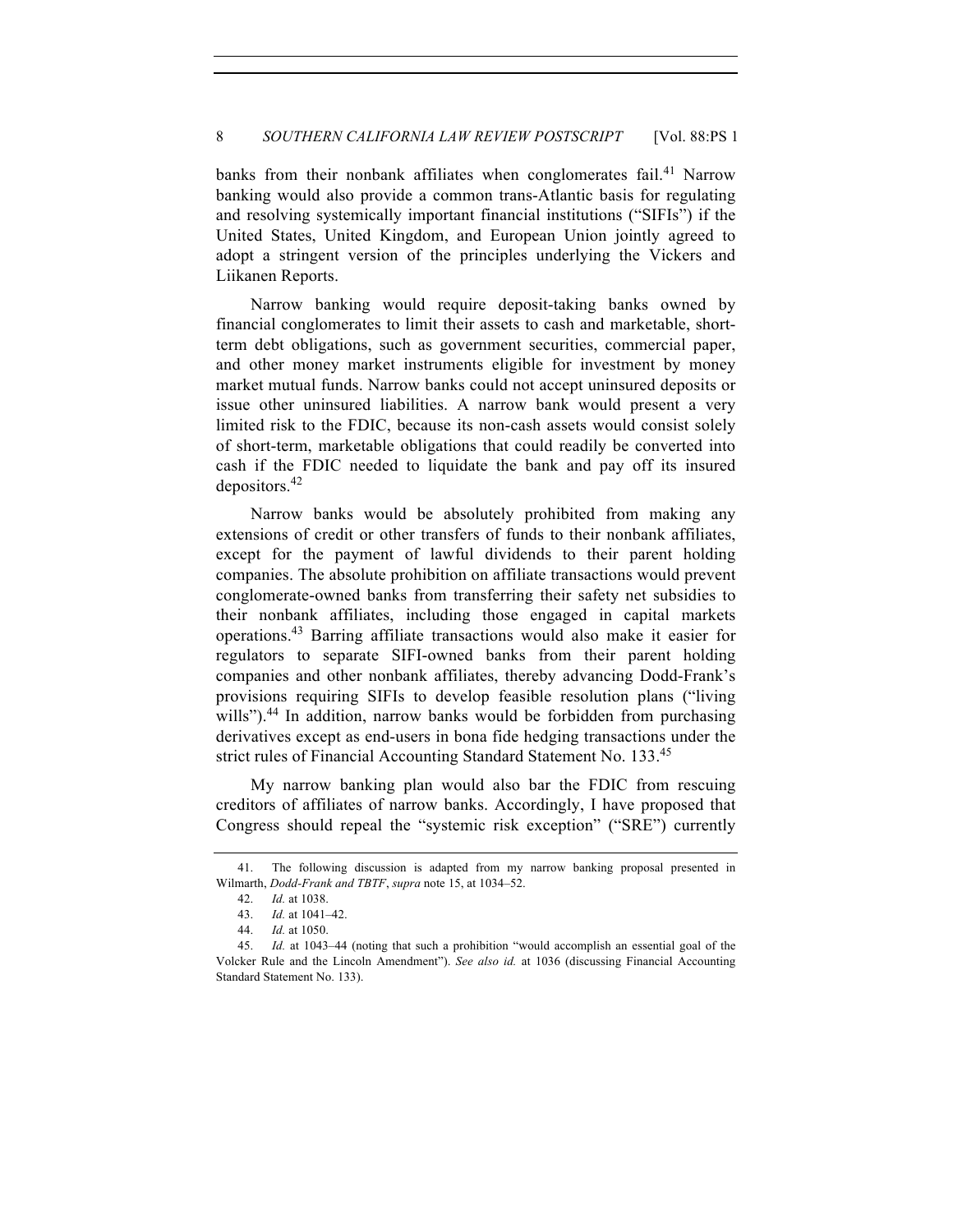banks from their nonbank affiliates when conglomerates fail.[41] Narrow banking would also provide a common trans-Atlantic basis for regulating and resolving systemically important financial institutions ("SIFIs") if the United States, United Kingdom, and European Union jointly agreed to adopt a stringent version of the principles underlying the Vickers and Liikanen Reports.

Narrow banking would require deposit-taking banks owned by financial conglomerates to limit their assets to cash and marketable, short-term debt obligations, such as government securities, commercial paper, and other money market instruments eligible for investment by money market mutual funds. Narrow banks could not accept uninsured deposits or issue other uninsured liabilities. A narrow bank would present a very limited risk to the FDIC, because its non-cash assets would consist solely of short-term, marketable obligations that could readily be converted into cash if the FDIC needed to liquidate the bank and pay off its insured depositors.[42]

Narrow banks would be absolutely prohibited from making any extensions of credit or other transfers of funds to their nonbank affiliates, except for the payment of lawful dividends to their parent holding companies. The absolute prohibition on affiliate transactions would prevent conglomerate-owned banks from transferring their safety net subsidies to their nonbank affiliates, including those engaged in capital markets operations.[43] Barring affiliate transactions would also make it easier for regulators to separate SIFI-owned banks from their parent holding companies and other nonbank affiliates, thereby advancing Dodd-Frank's provisions requiring SIFIs to develop feasible resolution plans ("living wills").[44] In addition, narrow banks would be forbidden from purchasing derivatives except as end-users in bona fide hedging transactions under the strict rules of Financial Accounting Standard Statement No. 133.[45]

My narrow banking plan would also bar the FDIC from rescuing creditors of affiliates of narrow banks. Accordingly, I have proposed that Congress should repeal the "systemic risk exception" ("SRE") currently

---

41. The following discussion is adapted from my narrow banking proposal presented in Wilmarth, *Dodd-Frank and TBTF*, *supra* note 15, at 1034–52.

42. *Id.* at 1038.

43. *Id.* at 1041–42.

44. *Id.* at 1050.

45. *Id.* at 1043–44 (noting that such a prohibition "would accomplish an essential goal of the Volcker Rule and the Lincoln Amendment"). *See also id.* at 1036 (discussing Financial Accounting Standard Statement No. 133).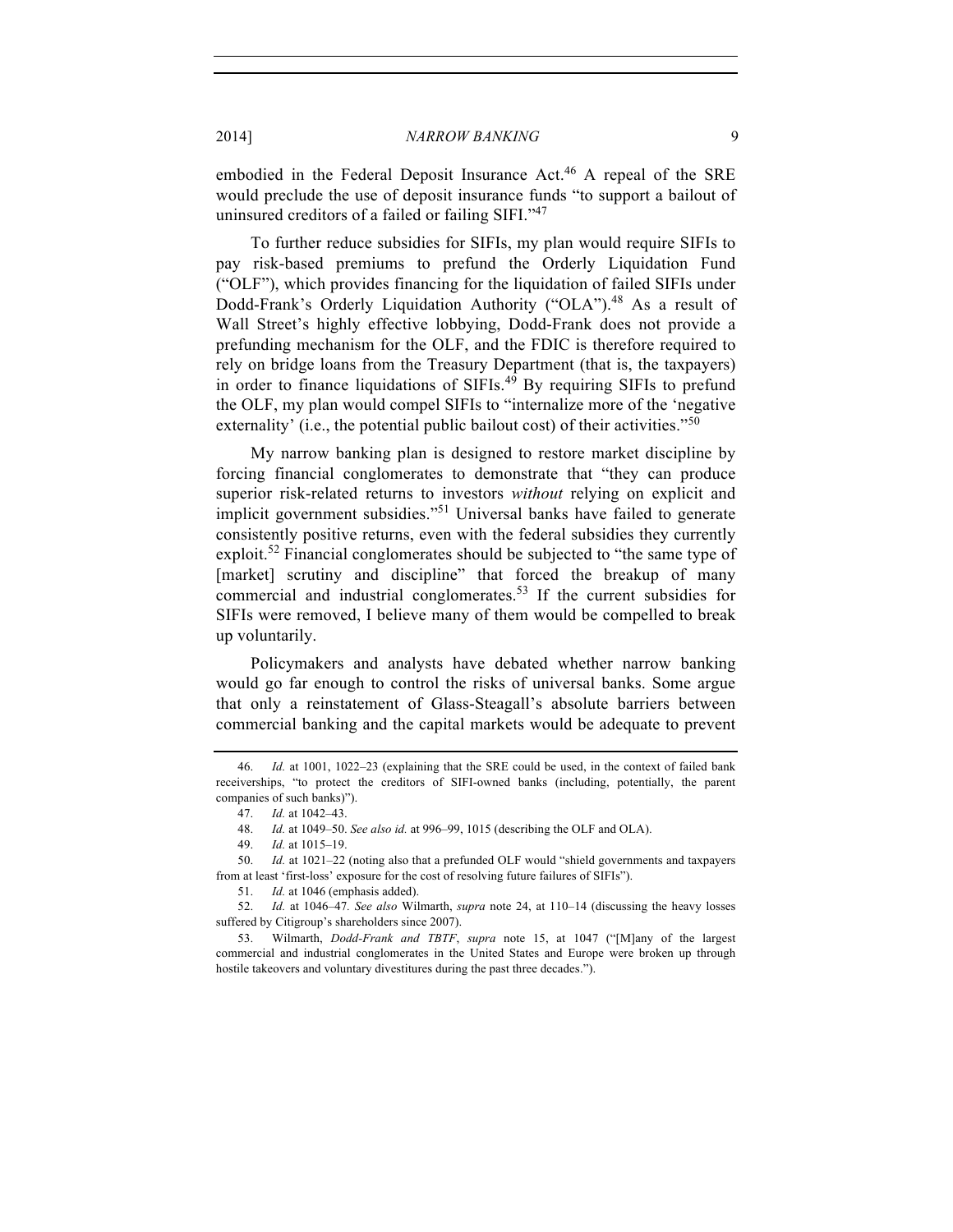embodied in the Federal Deposit Insurance Act.[46] A repeal of the SRE would preclude the use of deposit insurance funds "to support a bailout of uninsured creditors of a failed or failing SIFI."[47]

To further reduce subsidies for SIFIs, my plan would require SIFIs to pay risk-based premiums to prefund the Orderly Liquidation Fund ("OLF"), which provides financing for the liquidation of failed SIFIs under Dodd-Frank's Orderly Liquidation Authority ("OLA").[48] As a result of Wall Street's highly effective lobbying, Dodd-Frank does not provide a prefunding mechanism for the OLF, and the FDIC is therefore required to rely on bridge loans from the Treasury Department (that is, the taxpayers) in order to finance liquidations of SIFIs.[49] By requiring SIFIs to prefund the OLF, my plan would compel SIFIs to "internalize more of the 'negative externality' (i.e., the potential public bailout cost) of their activities."[50]

My narrow banking plan is designed to restore market discipline by forcing financial conglomerates to demonstrate that "they can produce superior risk-related returns to investors *without* relying on explicit and implicit government subsidies."[51] Universal banks have failed to generate consistently positive returns, even with the federal subsidies they currently exploit.[52] Financial conglomerates should be subjected to "the same type of [market] scrutiny and discipline" that forced the breakup of many commercial and industrial conglomerates.[53] If the current subsidies for SIFIs were removed, I believe many of them would be compelled to break up voluntarily.

Policymakers and analysts have debated whether narrow banking would go far enough to control the risks of universal banks. Some argue that only a reinstatement of Glass-Steagall's absolute barriers between commercial banking and the capital markets would be adequate to prevent

---

46. *Id.* at 1001, 1022–23 (explaining that the SRE could be used, in the context of failed bank receiverships, "to protect the creditors of SIFI-owned banks (including, potentially, the parent companies of such banks)").

47. *Id.* at 1042–43.

48. *Id.* at 1049–50. *See also id.* at 996–99, 1015 (describing the OLF and OLA).

49. *Id.* at 1015–19.

50. *Id.* at 1021–22 (noting also that a prefunded OLF would "shield governments and taxpayers from at least 'first-loss' exposure for the cost of resolving future failures of SIFIs").

51. *Id.* at 1046 (emphasis added).

52. *Id.* at 1046–47. *See also* Wilmarth, *supra* note 24, at 110–14 (discussing the heavy losses suffered by Citigroup's shareholders since 2007).

53. Wilmarth, *Dodd-Frank and TBTF*, *supra* note 15, at 1047 ("[M]any of the largest commercial and industrial conglomerates in the United States and Europe were broken up through hostile takeovers and voluntary divestitures during the past three decades.").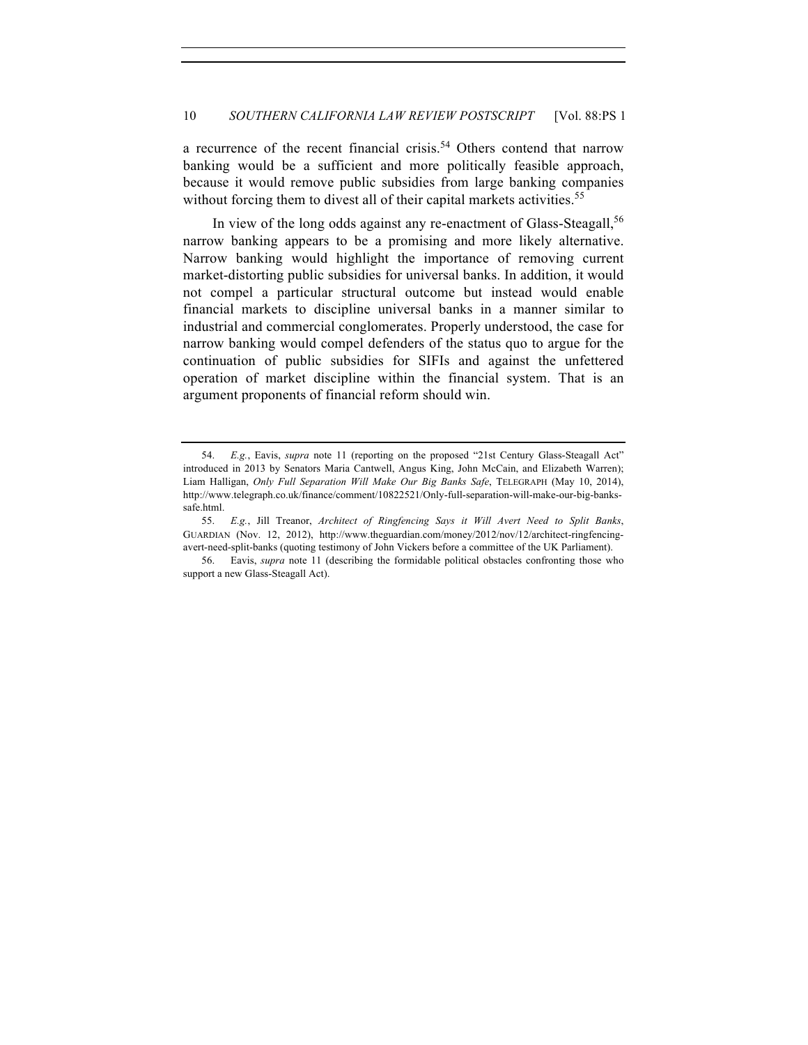a recurrence of the recent financial crisis.[54] Others contend that narrow banking would be a sufficient and more politically feasible approach, because it would remove public subsidies from large banking companies without forcing them to divest all of their capital markets activities.[55]

In view of the long odds against any re-enactment of Glass-Steagall,[56] narrow banking appears to be a promising and more likely alternative. Narrow banking would highlight the importance of removing current market-distorting public subsidies for universal banks. In addition, it would not compel a particular structural outcome but instead would enable financial markets to discipline universal banks in a manner similar to industrial and commercial conglomerates. Properly understood, the case for narrow banking would compel defenders of the status quo to argue for the continuation of public subsidies for SIFIs and against the unfettered operation of market discipline within the financial system. That is an argument proponents of financial reform should win.

---

54. *E.g.*, Eavis, *supra* note 11 (reporting on the proposed "21st Century Glass-Steagall Act" introduced in 2013 by Senators Maria Cantwell, Angus King, John McCain, and Elizabeth Warren); Liam Halligan, *Only Full Separation Will Make Our Big Banks Safe*, TELEGRAPH (May 10, 2014), http://www.telegraph.co.uk/finance/comment/10822521/Only-full-separation-will-make-our-big-banks-safe.html.

55. *E.g.*, Jill Treanor, *Architect of Ringfencing Says it Will Avert Need to Split Banks*, GUARDIAN (Nov. 12, 2012), http://www.theguardian.com/money/2012/nov/12/architect-ringfencing-avert-need-split-banks (quoting testimony of John Vickers before a committee of the UK Parliament).

56. Eavis, *supra* note 11 (describing the formidable political obstacles confronting those who support a new Glass-Steagall Act).